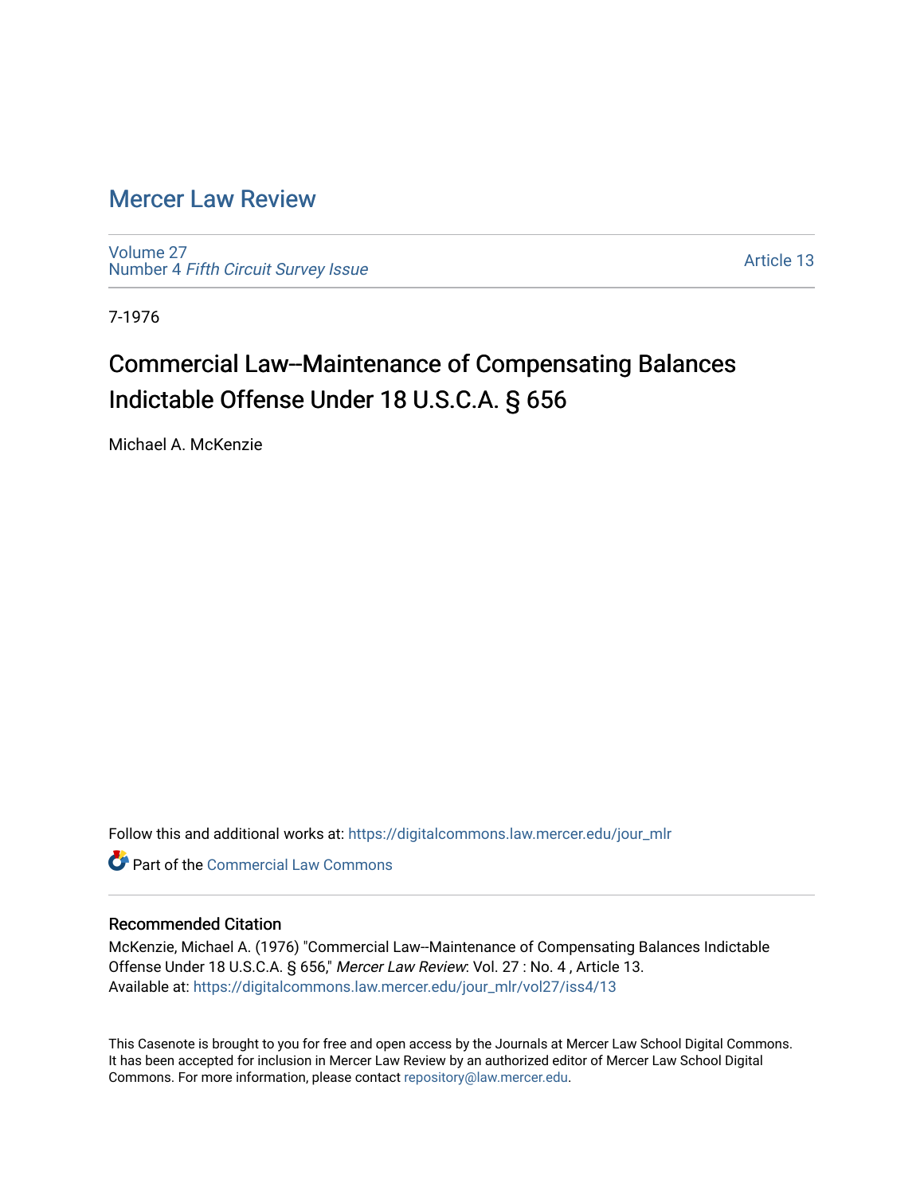# Mercer Law Review

Volume 27
Number 4 *Fifth Circuit Survey Issue*

Article 13

7-1976

## Commercial Law--Maintenance of Compensating Balances Indictable Offense Under 18 U.S.C.A. § 656

Michael A. McKenzie

Follow this and additional works at: https://digitalcommons.law.mercer.edu/jour_mlr

Part of the Commercial Law Commons

### Recommended Citation

McKenzie, Michael A. (1976) "Commercial Law--Maintenance of Compensating Balances Indictable Offense Under 18 U.S.C.A. § 656," *Mercer Law Review*: Vol. 27 : No. 4 , Article 13.
Available at: https://digitalcommons.law.mercer.edu/jour_mlr/vol27/iss4/13

This Casenote is brought to you for free and open access by the Journals at Mercer Law School Digital Commons. It has been accepted for inclusion in Mercer Law Review by an authorized editor of Mercer Law School Digital Commons. For more information, please contact repository@law.mercer.edu.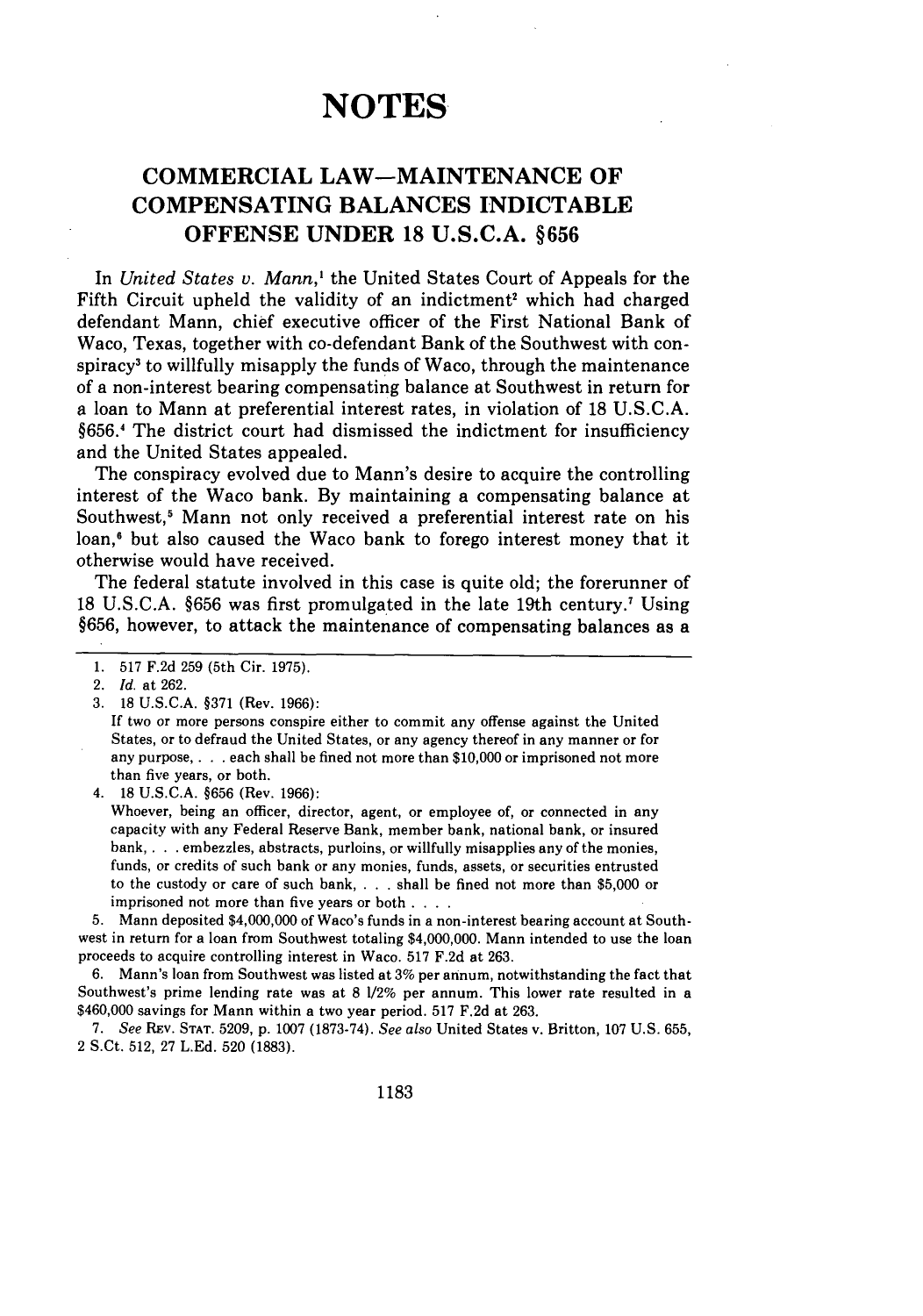# NOTES

## COMMERCIAL LAW—MAINTENANCE OF COMPENSATING BALANCES INDICTABLE OFFENSE UNDER 18 U.S.C.A. §656

In *United States v. Mann*,[1] the United States Court of Appeals for the Fifth Circuit upheld the validity of an indictment[2] which had charged defendant Mann, chief executive officer of the First National Bank of Waco, Texas, together with co-defendant Bank of the Southwest with conspiracy[3] to willfully misapply the funds of Waco, through the maintenance of a non-interest bearing compensating balance at Southwest in return for a loan to Mann at preferential interest rates, in violation of 18 U.S.C.A. §656.[4] The district court had dismissed the indictment for insufficiency and the United States appealed.

The conspiracy evolved due to Mann's desire to acquire the controlling interest of the Waco bank. By maintaining a compensating balance at Southwest,[5] Mann not only received a preferential interest rate on his loan,[6] but also caused the Waco bank to forego interest money that it otherwise would have received.

The federal statute involved in this case is quite old; the forerunner of 18 U.S.C.A. §656 was first promulgated in the late 19th century.[7] Using §656, however, to attack the maintenance of compensating balances as a

---

1. 517 F.2d 259 (5th Cir. 1975).

2. *Id.* at 262.

3. 18 U.S.C.A. §371 (Rev. 1966):

   If two or more persons conspire either to commit any offense against the United States, or to defraud the United States, or any agency thereof in any manner or for any purpose, . . . each shall be fined not more than $10,000 or imprisoned not more than five years, or both.

4. 18 U.S.C.A. §656 (Rev. 1966):

   Whoever, being an officer, director, agent, or employee of, or connected in any capacity with any Federal Reserve Bank, member bank, national bank, or insured bank, . . . embezzles, abstracts, purloins, or willfully misapplies any of the monies, funds, or credits of such bank or any monies, funds, assets, or securities entrusted to the custody or care of such bank, . . . shall be fined not more than $5,000 or imprisoned not more than five years or both . . . .

5. Mann deposited $4,000,000 of Waco's funds in a non-interest bearing account at Southwest in return for a loan from Southwest totaling $4,000,000. Mann intended to use the loan proceeds to acquire controlling interest in Waco. 517 F.2d at 263.

6. Mann's loan from Southwest was listed at 3% per annum, notwithstanding the fact that Southwest's prime lending rate was at 8 1/2% per annum. This lower rate resulted in a $460,000 savings for Mann within a two year period. 517 F.2d at 263.

7. *See* REV. STAT. 5209, p. 1007 (1873-74). *See also* United States v. Britton, 107 U.S. 655, 2 S.Ct. 512, 27 L.Ed. 520 (1883).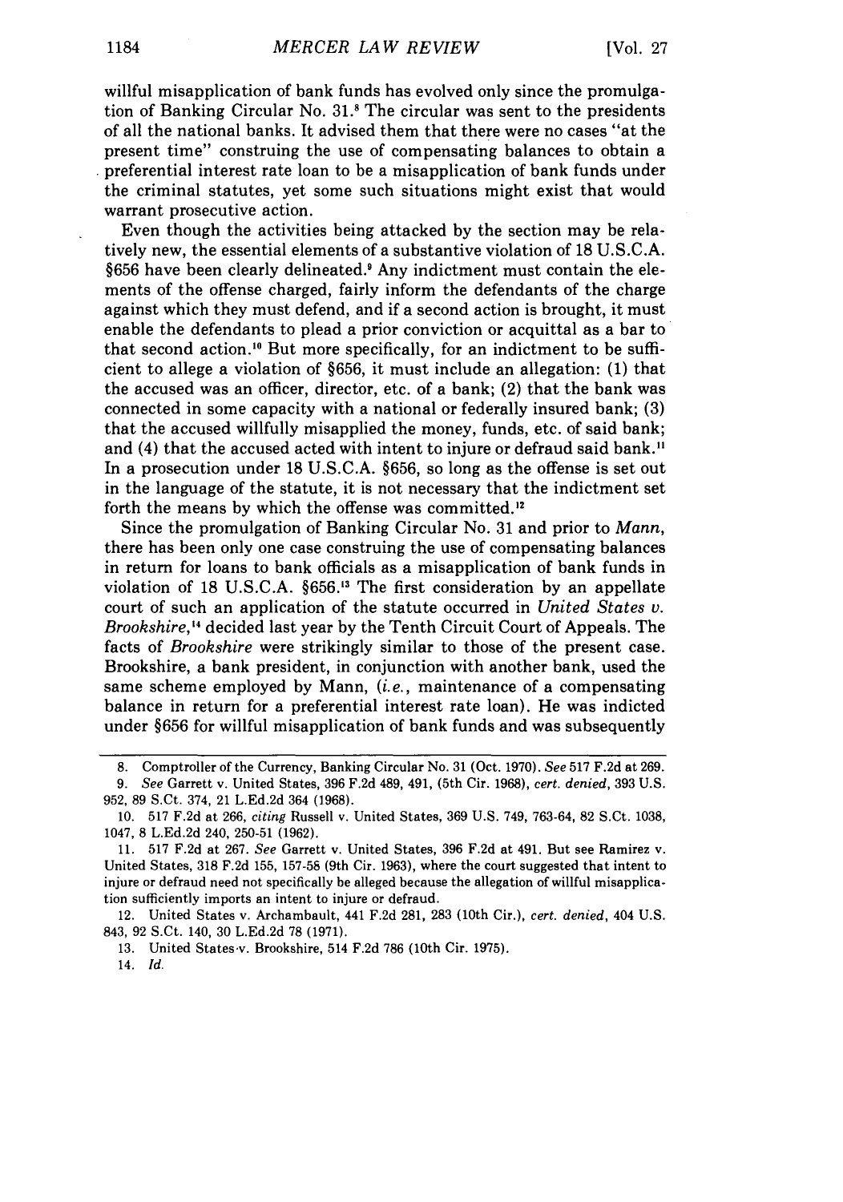willful misapplication of bank funds has evolved only since the promulgation of Banking Circular No. 31.[8] The circular was sent to the presidents of all the national banks. It advised them that there were no cases "at the present time" construing the use of compensating balances to obtain a preferential interest rate loan to be a misapplication of bank funds under the criminal statutes, yet some such situations might exist that would warrant prosecutive action.

Even though the activities being attacked by the section may be relatively new, the essential elements of a substantive violation of 18 U.S.C.A. §656 have been clearly delineated.[9] Any indictment must contain the elements of the offense charged, fairly inform the defendants of the charge against which they must defend, and if a second action is brought, it must enable the defendants to plead a prior conviction or acquittal as a bar to that second action.[10] But more specifically, for an indictment to be sufficient to allege a violation of §656, it must include an allegation: (1) that the accused was an officer, director, etc. of a bank; (2) that the bank was connected in some capacity with a national or federally insured bank; (3) that the accused willfully misapplied the money, funds, etc. of said bank; and (4) that the accused acted with intent to injure or defraud said bank.[11] In a prosecution under 18 U.S.C.A. §656, so long as the offense is set out in the language of the statute, it is not necessary that the indictment set forth the means by which the offense was committed.[12]

Since the promulgation of Banking Circular No. 31 and prior to *Mann*, there has been only one case construing the use of compensating balances in return for loans to bank officials as a misapplication of bank funds in violation of 18 U.S.C.A. §656.[13] The first consideration by an appellate court of such an application of the statute occurred in *United States v. Brookshire*,[14] decided last year by the Tenth Circuit Court of Appeals. The facts of *Brookshire* were strikingly similar to those of the present case. Brookshire, a bank president, in conjunction with another bank, used the same scheme employed by Mann, (*i.e.*, maintenance of a compensating balance in return for a preferential interest rate loan). He was indicted under §656 for willful misapplication of bank funds and was subsequently

---

8. Comptroller of the Currency, Banking Circular No. 31 (Oct. 1970). *See* 517 F.2d at 269.

9. *See* Garrett v. United States, 396 F.2d 489, 491, (5th Cir. 1968), *cert. denied*, 393 U.S. 952, 89 S.Ct. 374, 21 L.Ed.2d 364 (1968).

10. 517 F.2d at 266, *citing* Russell v. United States, 369 U.S. 749, 763-64, 82 S.Ct. 1038, 1047, 8 L.Ed.2d 240, 250-51 (1962).

11. 517 F.2d at 267. *See* Garrett v. United States, 396 F.2d at 491. But see Ramirez v. United States, 318 F.2d 155, 157-58 (9th Cir. 1963), where the court suggested that intent to injure or defraud need not specifically be alleged because the allegation of willful misapplication sufficiently imports an intent to injure or defraud.

12. United States v. Archambault, 441 F.2d 281, 283 (10th Cir.), *cert. denied*, 404 U.S. 843, 92 S.Ct. 140, 30 L.Ed.2d 78 (1971).

13. United States v. Brookshire, 514 F.2d 786 (10th Cir. 1975).

14. *Id.*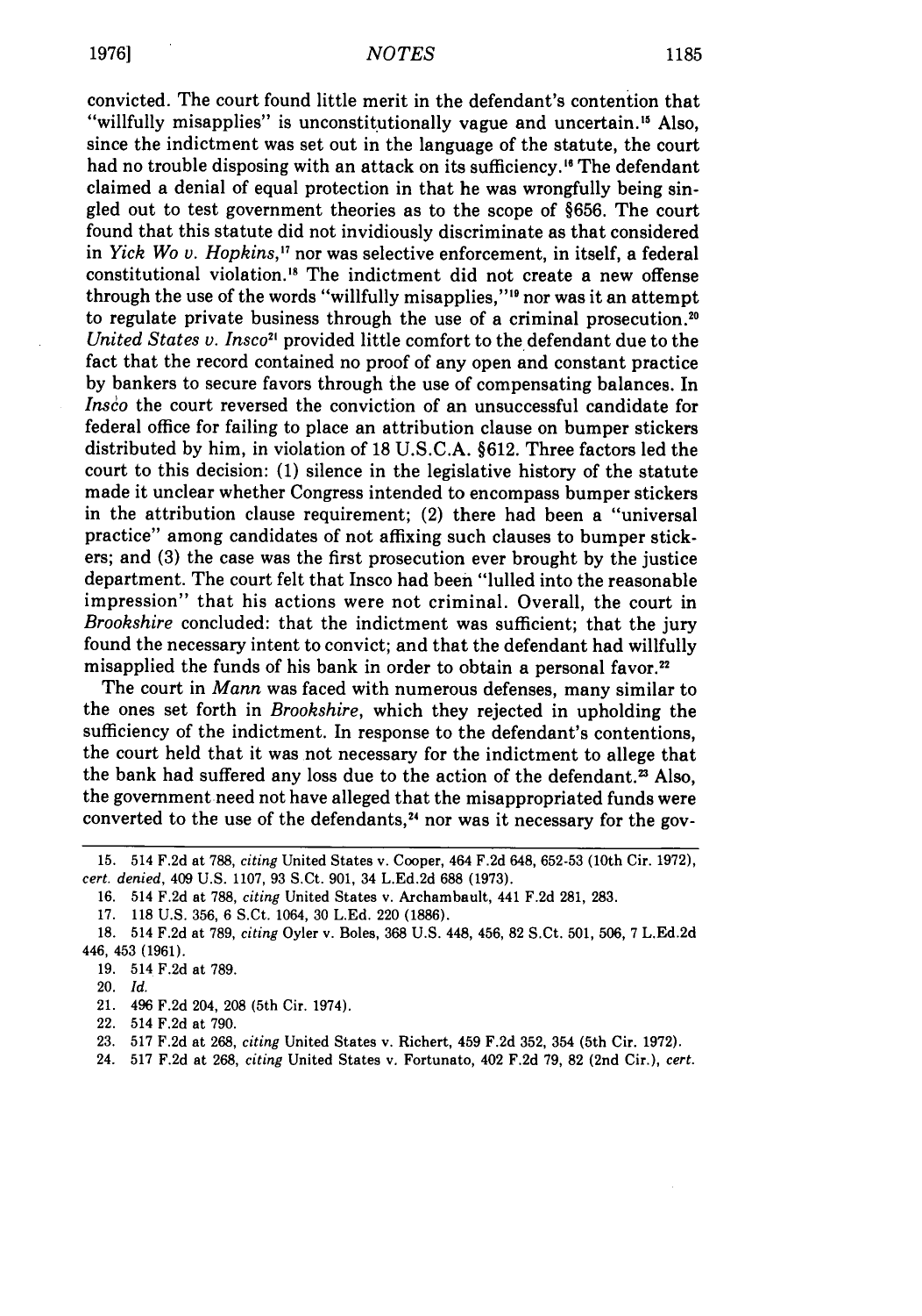convicted. The court found little merit in the defendant's contention that "willfully misapplies" is unconstitutionally vague and uncertain.[15] Also, since the indictment was set out in the language of the statute, the court had no trouble disposing with an attack on its sufficiency.[16] The defendant claimed a denial of equal protection in that he was wrongfully being singled out to test government theories as to the scope of §656. The court found that this statute did not invidiously discriminate as that considered in *Yick Wo v. Hopkins*,[17] nor was selective enforcement, in itself, a federal constitutional violation.[18] The indictment did not create a new offense through the use of the words "willfully misapplies,"[19] nor was it an attempt to regulate private business through the use of a criminal prosecution.[20] *United States v. Insco*[21] provided little comfort to the defendant due to the fact that the record contained no proof of any open and constant practice by bankers to secure favors through the use of compensating balances. In *Insco* the court reversed the conviction of an unsuccessful candidate for federal office for failing to place an attribution clause on bumper stickers distributed by him, in violation of 18 U.S.C.A. §612. Three factors led the court to this decision: (1) silence in the legislative history of the statute made it unclear whether Congress intended to encompass bumper stickers in the attribution clause requirement; (2) there had been a "universal practice" among candidates of not affixing such clauses to bumper stickers; and (3) the case was the first prosecution ever brought by the justice department. The court felt that Insco had been "lulled into the reasonable impression" that his actions were not criminal. Overall, the court in *Brookshire* concluded: that the indictment was sufficient; that the jury found the necessary intent to convict; and that the defendant had willfully misapplied the funds of his bank in order to obtain a personal favor.[22]

The court in *Mann* was faced with numerous defenses, many similar to the ones set forth in *Brookshire*, which they rejected in upholding the sufficiency of the indictment. In response to the defendant's contentions, the court held that it was not necessary for the indictment to allege that the bank had suffered any loss due to the action of the defendant.[23] Also, the government need not have alleged that the misappropriated funds were converted to the use of the defendants,[24] nor was it necessary for the gov-

---

15. 514 F.2d at 788, *citing* United States v. Cooper, 464 F.2d 648, 652-53 (10th Cir. 1972), *cert. denied*, 409 U.S. 1107, 93 S.Ct. 901, 34 L.Ed.2d 688 (1973).

16. 514 F.2d at 788, *citing* United States v. Archambault, 441 F.2d 281, 283.

17. 118 U.S. 356, 6 S.Ct. 1064, 30 L.Ed. 220 (1886).

18. 514 F.2d at 789, *citing* Oyler v. Boles, 368 U.S. 448, 456, 82 S.Ct. 501, 506, 7 L.Ed.2d 446, 453 (1961).

19. 514 F.2d at 789.

20. *Id.*

21. 496 F.2d 204, 208 (5th Cir. 1974).

22. 514 F.2d at 790.

23. 517 F.2d at 268, *citing* United States v. Richert, 459 F.2d 352, 354 (5th Cir. 1972).

24. 517 F.2d at 268, *citing* United States v. Fortunato, 402 F.2d 79, 82 (2nd Cir.), *cert.*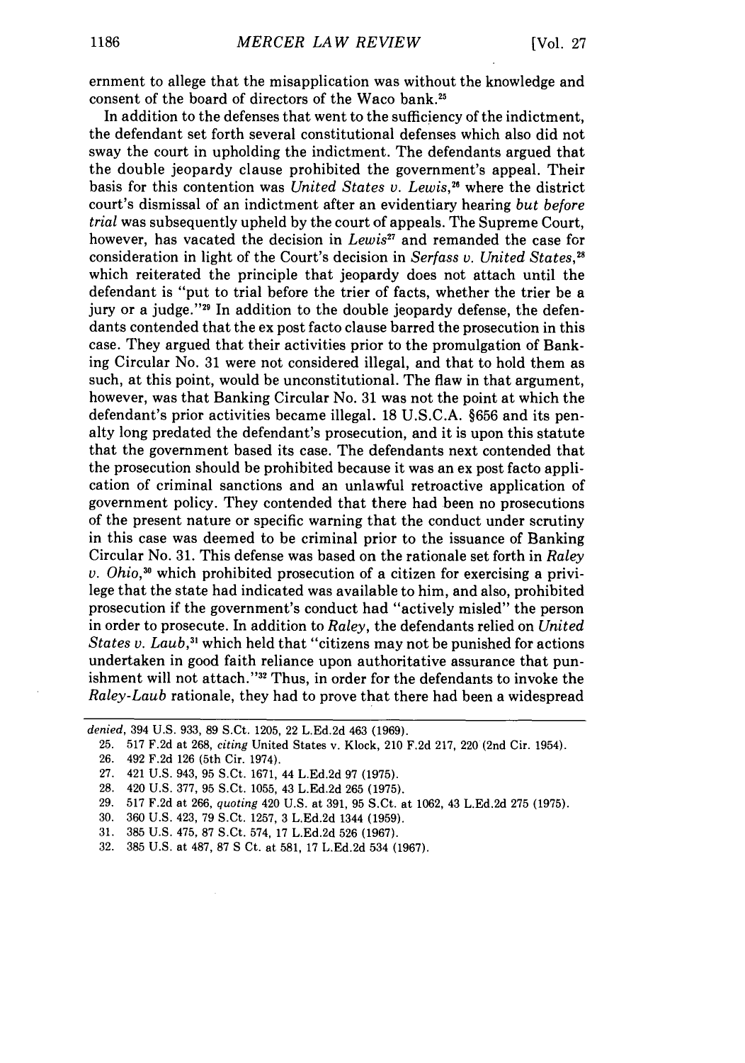ernment to allege that the misapplication was without the knowledge and consent of the board of directors of the Waco bank.[25]

In addition to the defenses that went to the sufficiency of the indictment, the defendant set forth several constitutional defenses which also did not sway the court in upholding the indictment. The defendants argued that the double jeopardy clause prohibited the government's appeal. Their basis for this contention was *United States v. Lewis*,[26] where the district court's dismissal of an indictment after an evidentiary hearing *but before trial* was subsequently upheld by the court of appeals. The Supreme Court, however, has vacated the decision in *Lewis*[27] and remanded the case for consideration in light of the Court's decision in *Serfass v. United States*,[28] which reiterated the principle that jeopardy does not attach until the defendant is "put to trial before the trier of facts, whether the trier be a jury or a judge."[29] In addition to the double jeopardy defense, the defendants contended that the ex post facto clause barred the prosecution in this case. They argued that their activities prior to the promulgation of Banking Circular No. 31 were not considered illegal, and that to hold them as such, at this point, would be unconstitutional. The flaw in that argument, however, was that Banking Circular No. 31 was not the point at which the defendant's prior activities became illegal. 18 U.S.C.A. §656 and its penalty long predated the defendant's prosecution, and it is upon this statute that the government based its case. The defendants next contended that the prosecution should be prohibited because it was an ex post facto application of criminal sanctions and an unlawful retroactive application of government policy. They contended that there had been no prosecutions of the present nature or specific warning that the conduct under scrutiny in this case was deemed to be criminal prior to the issuance of Banking Circular No. 31. This defense was based on the rationale set forth in *Raley v. Ohio*,[30] which prohibited prosecution of a citizen for exercising a privilege that the state had indicated was available to him, and also, prohibited prosecution if the government's conduct had "actively misled" the person in order to prosecute. In addition to *Raley*, the defendants relied on *United States v. Laub*,[31] which held that "citizens may not be punished for actions undertaken in good faith reliance upon authoritative assurance that punishment will not attach."[32] Thus, in order for the defendants to invoke the *Raley-Laub* rationale, they had to prove that there had been a widespread

---

*denied*, 394 U.S. 933, 89 S.Ct. 1205, 22 L.Ed.2d 463 (1969).

25. 517 F.2d at 268, *citing* United States v. Klock, 210 F.2d 217, 220 (2nd Cir. 1954).

26. 492 F.2d 126 (5th Cir. 1974).

27. 421 U.S. 943, 95 S.Ct. 1671, 44 L.Ed.2d 97 (1975).

28. 420 U.S. 377, 95 S.Ct. 1055, 43 L.Ed.2d 265 (1975).

29. 517 F.2d at 266, *quoting* 420 U.S. at 391, 95 S.Ct. at 1062, 43 L.Ed.2d 275 (1975).

30. 360 U.S. 423, 79 S.Ct. 1257, 3 L.Ed.2d 1344 (1959).

31. 385 U.S. 475, 87 S.Ct. 574, 17 L.Ed.2d 526 (1967).

32. 385 U.S. at 487, 87 S Ct. at 581, 17 L.Ed.2d 534 (1967).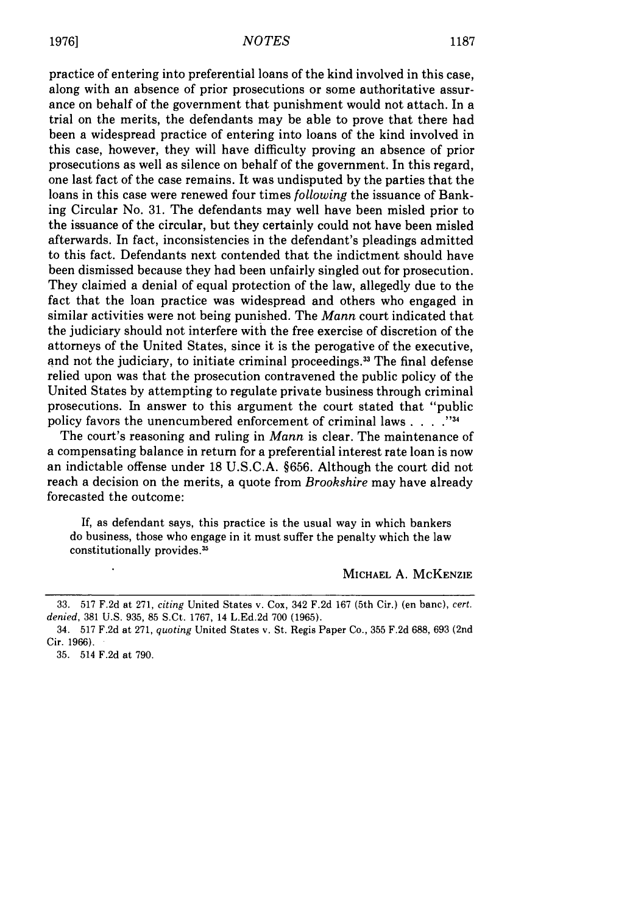practice of entering into preferential loans of the kind involved in this case, along with an absence of prior prosecutions or some authoritative assurance on behalf of the government that punishment would not attach. In a trial on the merits, the defendants may be able to prove that there had been a widespread practice of entering into loans of the kind involved in this case, however, they will have difficulty proving an absence of prior prosecutions as well as silence on behalf of the government. In this regard, one last fact of the case remains. It was undisputed by the parties that the loans in this case were renewed four times *following* the issuance of Banking Circular No. 31. The defendants may well have been misled prior to the issuance of the circular, but they certainly could not have been misled afterwards. In fact, inconsistencies in the defendant's pleadings admitted to this fact. Defendants next contended that the indictment should have been dismissed because they had been unfairly singled out for prosecution. They claimed a denial of equal protection of the law, allegedly due to the fact that the loan practice was widespread and others who engaged in similar activities were not being punished. The *Mann* court indicated that the judiciary should not interfere with the free exercise of discretion of the attorneys of the United States, since it is the perogative of the executive, and not the judiciary, to initiate criminal proceedings.[33] The final defense relied upon was that the prosecution contravened the public policy of the United States by attempting to regulate private business through criminal prosecutions. In answer to this argument the court stated that "public policy favors the unencumbered enforcement of criminal laws . . . ."[34]

The court's reasoning and ruling in *Mann* is clear. The maintenance of a compensating balance in return for a preferential interest rate loan is now an indictable offense under 18 U.S.C.A. §656. Although the court did not reach a decision on the merits, a quote from *Brookshire* may have already forecasted the outcome:

> If, as defendant says, this practice is the usual way in which bankers do business, those who engage in it must suffer the penalty which the law constitutionally provides.[35]

MICHAEL A. MCKENZIE

---

33. 517 F.2d at 271, *citing* United States v. Cox, 342 F.2d 167 (5th Cir.) (en banc), *cert. denied*, 381 U.S. 935, 85 S.Ct. 1767, 14 L.Ed.2d 700 (1965).

34. 517 F.2d at 271, *quoting* United States v. St. Regis Paper Co., 355 F.2d 688, 693 (2nd Cir. 1966).

35. 514 F.2d at 790.